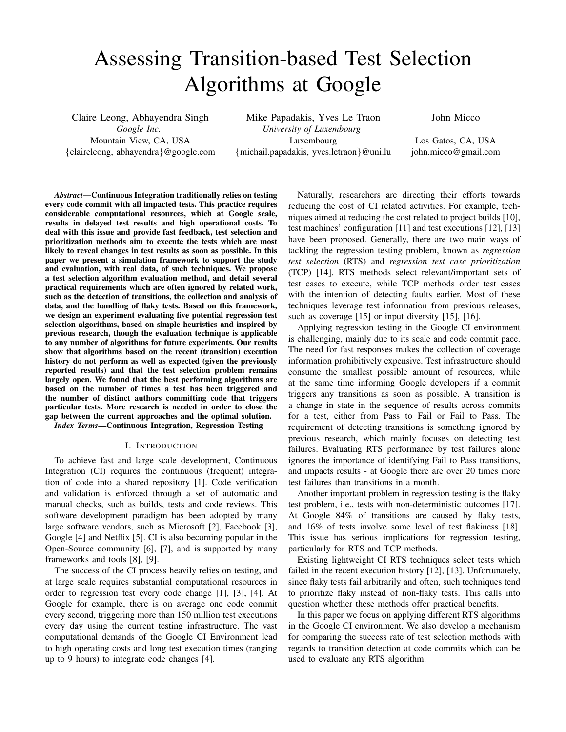# Assessing Transition-based Test Selection Algorithms at Google

Claire Leong, Abhayendra Singh
*Google Inc.*
Mountain View, CA, USA
{claireleong, abhayendra}@google.com

Mike Papadakis, Yves Le Traon
*University of Luxembourg*
Luxembourg
{michail.papadakis, yves.letraon}@uni.lu

John Micco
Los Gatos, CA, USA
john.micco@gmail.com

***Abstract*—Continuous Integration traditionally relies on testing every code commit with all impacted tests. This practice requires considerable computational resources, which at Google scale, results in delayed test results and high operational costs. To deal with this issue and provide fast feedback, test selection and prioritization methods aim to execute the tests which are most likely to reveal changes in test results as soon as possible. In this paper we present a simulation framework to support the study and evaluation, with real data, of such techniques. We propose a test selection algorithm evaluation method, and detail several practical requirements which are often ignored by related work, such as the detection of transitions, the collection and analysis of data, and the handling of flaky tests. Based on this framework, we design an experiment evaluating five potential regression test selection algorithms, based on simple heuristics and inspired by previous research, though the evaluation technique is applicable to any number of algorithms for future experiments. Our results show that algorithms based on the recent (transition) execution history do not perform as well as expected (given the previously reported results) and that the test selection problem remains largely open. We found that the best performing algorithms are based on the number of times a test has been triggered and the number of distinct authors committing code that triggers particular tests. More research is needed in order to close the gap between the current approaches and the optimal solution.**

***Index Terms*—Continuous Integration, Regression Testing**

## I. Introduction

To achieve fast and large scale development, Continuous Integration (CI) requires the continuous (frequent) integration of code into a shared repository [1]. Code verification and validation is enforced through a set of automatic and manual checks, such as builds, tests and code reviews. This software development paradigm has been adopted by many large software vendors, such as Microsoft [2], Facebook [3], Google [4] and Netflix [5]. CI is also becoming popular in the Open-Source community [6], [7], and is supported by many frameworks and tools [8], [9].

The success of the CI process heavily relies on testing, and at large scale requires substantial computational resources in order to regression test every code change [1], [3], [4]. At Google for example, there is on average one code commit every second, triggering more than 150 million test executions every day using the current testing infrastructure. The vast computational demands of the Google CI Environment lead to high operating costs and long test execution times (ranging up to 9 hours) to integrate code changes [4].

Naturally, researchers are directing their efforts towards reducing the cost of CI related activities. For example, techniques aimed at reducing the cost related to project builds [10], test machines' configuration [11] and test executions [12], [13] have been proposed. Generally, there are two main ways of tackling the regression testing problem, known as *regression test selection* (RTS) and *regression test case prioritization* (TCP) [14]. RTS methods select relevant/important sets of test cases to execute, while TCP methods order test cases with the intention of detecting faults earlier. Most of these techniques leverage test information from previous releases, such as coverage [15] or input diversity [15], [16].

Applying regression testing in the Google CI environment is challenging, mainly due to its scale and code commit pace. The need for fast responses makes the collection of coverage information prohibitively expensive. Test infrastructure should consume the smallest possible amount of resources, while at the same time informing Google developers if a commit triggers any transitions as soon as possible. A transition is a change in state in the sequence of results across commits for a test, either from Pass to Fail or Fail to Pass. The requirement of detecting transitions is something ignored by previous research, which mainly focuses on detecting test failures. Evaluating RTS performance by test failures alone ignores the importance of identifying Fail to Pass transitions, and impacts results - at Google there are over 20 times more test failures than transitions in a month.

Another important problem in regression testing is the flaky test problem, i.e., tests with non-deterministic outcomes [17]. At Google 84% of transitions are caused by flaky tests, and 16% of tests involve some level of test flakiness [18]. This issue has serious implications for regression testing, particularly for RTS and TCP methods.

Existing lightweight CI RTS techniques select tests which failed in the recent execution history [12], [13]. Unfortunately, since flaky tests fail arbitrarily and often, such techniques tend to prioritize flaky instead of non-flaky tests. This calls into question whether these methods offer practical benefits.

In this paper we focus on applying different RTS algorithms in the Google CI environment. We also develop a mechanism for comparing the success rate of test selection methods with regards to transition detection at code commits which can be used to evaluate any RTS algorithm.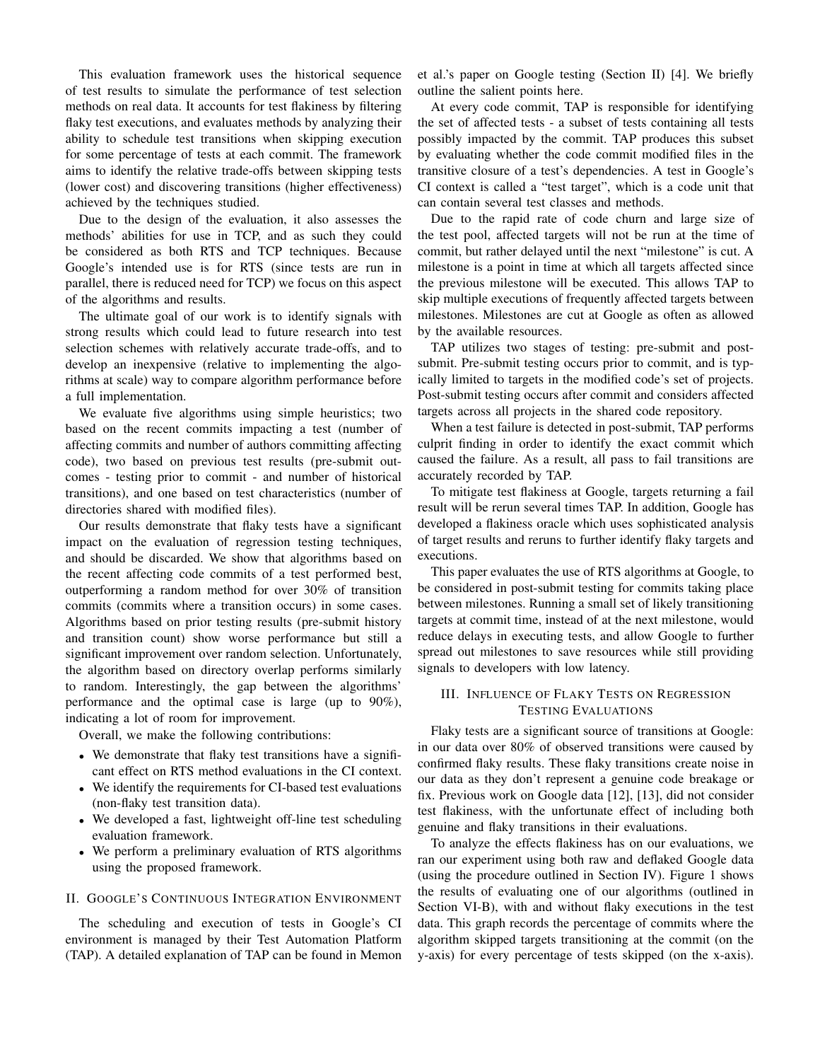This evaluation framework uses the historical sequence of test results to simulate the performance of test selection methods on real data. It accounts for test flakiness by filtering flaky test executions, and evaluates methods by analyzing their ability to schedule test transitions when skipping execution for some percentage of tests at each commit. The framework aims to identify the relative trade-offs between skipping tests (lower cost) and discovering transitions (higher effectiveness) achieved by the techniques studied.

Due to the design of the evaluation, it also assesses the methods' abilities for use in TCP, and as such they could be considered as both RTS and TCP techniques. Because Google's intended use is for RTS (since tests are run in parallel, there is reduced need for TCP) we focus on this aspect of the algorithms and results.

The ultimate goal of our work is to identify signals with strong results which could lead to future research into test selection schemes with relatively accurate trade-offs, and to develop an inexpensive (relative to implementing the algorithms at scale) way to compare algorithm performance before a full implementation.

We evaluate five algorithms using simple heuristics; two based on the recent commits impacting a test (number of affecting commits and number of authors committing affecting code), two based on previous test results (pre-submit outcomes - testing prior to commit - and number of historical transitions), and one based on test characteristics (number of directories shared with modified files).

Our results demonstrate that flaky tests have a significant impact on the evaluation of regression testing techniques, and should be discarded. We show that algorithms based on the recent affecting code commits of a test performed best, outperforming a random method for over 30% of transition commits (commits where a transition occurs) in some cases. Algorithms based on prior testing results (pre-submit history and transition count) show worse performance but still a significant improvement over random selection. Unfortunately, the algorithm based on directory overlap performs similarly to random. Interestingly, the gap between the algorithms' performance and the optimal case is large (up to 90%), indicating a lot of room for improvement.

Overall, we make the following contributions:

- We demonstrate that flaky test transitions have a significant effect on RTS method evaluations in the CI context.
- We identify the requirements for CI-based test evaluations (non-flaky test transition data).
- We developed a fast, lightweight off-line test scheduling evaluation framework.
- We perform a preliminary evaluation of RTS algorithms using the proposed framework.

## II. Google's Continuous Integration Environment

The scheduling and execution of tests in Google's CI environment is managed by their Test Automation Platform (TAP). A detailed explanation of TAP can be found in Memon et al.'s paper on Google testing (Section II) [4]. We briefly outline the salient points here.

At every code commit, TAP is responsible for identifying the set of affected tests - a subset of tests containing all tests possibly impacted by the commit. TAP produces this subset by evaluating whether the code commit modified files in the transitive closure of a test's dependencies. A test in Google's CI context is called a "test target", which is a code unit that can contain several test classes and methods.

Due to the rapid rate of code churn and large size of the test pool, affected targets will not be run at the time of commit, but rather delayed until the next "milestone" is cut. A milestone is a point in time at which all targets affected since the previous milestone will be executed. This allows TAP to skip multiple executions of frequently affected targets between milestones. Milestones are cut at Google as often as allowed by the available resources.

TAP utilizes two stages of testing: pre-submit and post-submit. Pre-submit testing occurs prior to commit, and is typically limited to targets in the modified code's set of projects. Post-submit testing occurs after commit and considers affected targets across all projects in the shared code repository.

When a test failure is detected in post-submit, TAP performs culprit finding in order to identify the exact commit which caused the failure. As a result, all pass to fail transitions are accurately recorded by TAP.

To mitigate test flakiness at Google, targets returning a fail result will be rerun several times TAP. In addition, Google has developed a flakiness oracle which uses sophisticated analysis of target results and reruns to further identify flaky targets and executions.

This paper evaluates the use of RTS algorithms at Google, to be considered in post-submit testing for commits taking place between milestones. Running a small set of likely transitioning targets at commit time, instead of at the next milestone, would reduce delays in executing tests, and allow Google to further spread out milestones to save resources while still providing signals to developers with low latency.

## III. Influence of Flaky Tests on Regression Testing Evaluations

Flaky tests are a significant source of transitions at Google: in our data over 80% of observed transitions were caused by confirmed flaky results. These flaky transitions create noise in our data as they don't represent a genuine code breakage or fix. Previous work on Google data [12], [13], did not consider test flakiness, with the unfortunate effect of including both genuine and flaky transitions in their evaluations.

To analyze the effects flakiness has on our evaluations, we ran our experiment using both raw and deflaked Google data (using the procedure outlined in Section IV). Figure 1 shows the results of evaluating one of our algorithms (outlined in Section VI-B), with and without flaky executions in the test data. This graph records the percentage of commits where the algorithm skipped targets transitioning at the commit (on the y-axis) for every percentage of tests skipped (on the x-axis).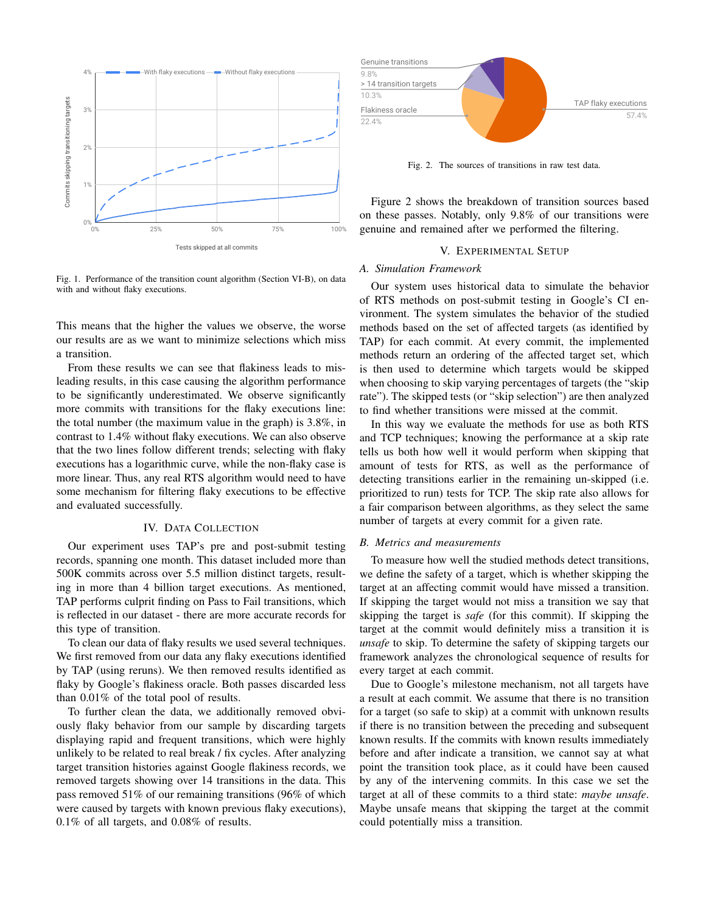Fig. 1. Performance of the transition count algorithm (Section VI-B), on data with and without flaky executions.

This means that the higher the values we observe, the worse our results are as we want to minimize selections which miss a transition.

From these results we can see that flakiness leads to misleading results, in this case causing the algorithm performance to be significantly underestimated. We observe significantly more commits with transitions for the flaky executions line: the total number (the maximum value in the graph) is 3.8%, in contrast to 1.4% without flaky executions. We can also observe that the two lines follow different trends; selecting with flaky executions has a logarithmic curve, while the non-flaky case is more linear. Thus, any real RTS algorithm would need to have some mechanism for filtering flaky executions to be effective and evaluated successfully.

## IV. Data Collection

Our experiment uses TAP's pre and post-submit testing records, spanning one month. This dataset included more than 500K commits across over 5.5 million distinct targets, resulting in more than 4 billion target executions. As mentioned, TAP performs culprit finding on Pass to Fail transitions, which is reflected in our dataset - there are more accurate records for this type of transition.

To clean our data of flaky results we used several techniques. We first removed from our data any flaky executions identified by TAP (using reruns). We then removed results identified as flaky by Google's flakiness oracle. Both passes discarded less than 0.01% of the total pool of results.

To further clean the data, we additionally removed obviously flaky behavior from our sample by discarding targets displaying rapid and frequent transitions, which were highly unlikely to be related to real break / fix cycles. After analyzing target transition histories against Google flakiness records, we removed targets showing over 14 transitions in the data. This pass removed 51% of our remaining transitions (96% of which were caused by targets with known previous flaky executions), 0.1% of all targets, and 0.08% of results.

Fig. 2. The sources of transitions in raw test data.

Figure 2 shows the breakdown of transition sources based on these passes. Notably, only 9.8% of our transitions were genuine and remained after we performed the filtering.

## V. Experimental Setup

### A. Simulation Framework

Our system uses historical data to simulate the behavior of RTS methods on post-submit testing in Google's CI environment. The system simulates the behavior of the studied methods based on the set of affected targets (as identified by TAP) for each commit. At every commit, the implemented methods return an ordering of the affected target set, which is then used to determine which targets would be skipped when choosing to skip varying percentages of targets (the "skip rate"). The skipped tests (or "skip selection") are then analyzed to find whether transitions were missed at the commit.

In this way we evaluate the methods for use as both RTS and TCP techniques; knowing the performance at a skip rate tells us both how well it would perform when skipping that amount of tests for RTS, as well as the performance of detecting transitions earlier in the remaining un-skipped (i.e. prioritized to run) tests for TCP. The skip rate also allows for a fair comparison between algorithms, as they select the same number of targets at every commit for a given rate.

### B. Metrics and measurements

To measure how well the studied methods detect transitions, we define the safety of a target, which is whether skipping the target at an affecting commit would have missed a transition. If skipping the target would not miss a transition we say that skipping the target is *safe* (for this commit). If skipping the target at the commit would definitely miss a transition it is *unsafe* to skip. To determine the safety of skipping targets our framework analyzes the chronological sequence of results for every target at each commit.

Due to Google's milestone mechanism, not all targets have a result at each commit. We assume that there is no transition for a target (so safe to skip) at a commit with unknown results if there is no transition between the preceding and subsequent known results. If the commits with known results immediately before and after indicate a transition, we cannot say at what point the transition took place, as it could have been caused by any of the intervening commits. In this case we set the target at all of these commits to a third state: *maybe unsafe*. Maybe unsafe means that skipping the target at the commit could potentially miss a transition.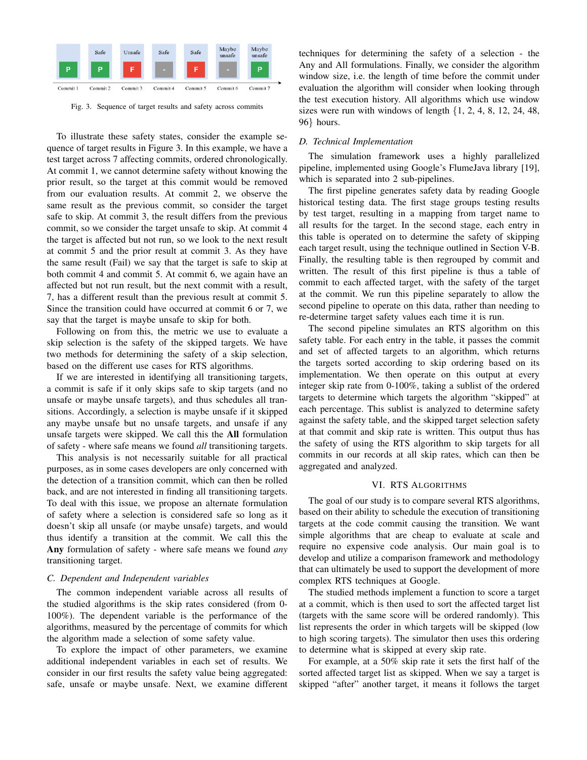Fig. 3. Sequence of target results and safety across commits

To illustrate these safety states, consider the example sequence of target results in Figure 3. In this example, we have a test target across 7 affecting commits, ordered chronologically. At commit 1, we cannot determine safety without knowing the prior result, so the target at this commit would be removed from our evaluation results. At commit 2, we observe the same result as the previous commit, so consider the target safe to skip. At commit 3, the result differs from the previous commit, so we consider the target unsafe to skip. At commit 4 the target is affected but not run, so we look to the next result at commit 5 and the prior result at commit 3. As they have the same result (Fail) we say that the target is safe to skip at both commit 4 and commit 5. At commit 6, we again have an affected but not run result, but the next commit with a result, 7, has a different result than the previous result at commit 5. Since the transition could have occurred at commit 6 or 7, we say that the target is maybe unsafe to skip for both.

Following on from this, the metric we use to evaluate a skip selection is the safety of the skipped targets. We have two methods for determining the safety of a skip selection, based on the different use cases for RTS algorithms.

If we are interested in identifying all transitioning targets, a commit is safe if it only skips safe to skip targets (and no unsafe or maybe unsafe targets), and thus schedules all transitions. Accordingly, a selection is maybe unsafe if it skipped any maybe unsafe but no unsafe targets, and unsafe if any unsafe targets were skipped. We call this the **All** formulation of safety - where safe means we found *all* transitioning targets.

This analysis is not necessarily suitable for all practical purposes, as in some cases developers are only concerned with the detection of a transition commit, which can then be rolled back, and are not interested in finding all transitioning targets. To deal with this issue, we propose an alternate formulation of safety where a selection is considered safe so long as it doesn't skip all unsafe (or maybe unsafe) targets, and would thus identify a transition at the commit. We call this the **Any** formulation of safety - where safe means we found *any* transitioning target.

### C. Dependent and Independent variables

The common independent variable across all results of the studied algorithms is the skip rates considered (from 0-100%). The dependent variable is the performance of the algorithms, measured by the percentage of commits for which the algorithm made a selection of some safety value.

To explore the impact of other parameters, we examine additional independent variables in each set of results. We consider in our first results the safety value being aggregated: safe, unsafe or maybe unsafe. Next, we examine different techniques for determining the safety of a selection - the Any and All formulations. Finally, we consider the algorithm window size, i.e. the length of time before the commit under evaluation the algorithm will consider when looking through the test execution history. All algorithms which use window sizes were run with windows of length {1, 2, 4, 8, 12, 24, 48, 96} hours.

### D. Technical Implementation

The simulation framework uses a highly parallelized pipeline, implemented using Google's FlumeJava library [19], which is separated into 2 sub-pipelines.

The first pipeline generates safety data by reading Google historical testing data. The first stage groups testing results by test target, resulting in a mapping from target name to all results for the target. In the second stage, each entry in this table is operated on to determine the safety of skipping each target result, using the technique outlined in Section V-B. Finally, the resulting table is then regrouped by commit and written. The result of this first pipeline is thus a table of commit to each affected target, with the safety of the target at the commit. We run this pipeline separately to allow the second pipeline to operate on this data, rather than needing to re-determine target safety values each time it is run.

The second pipeline simulates an RTS algorithm on this safety table. For each entry in the table, it passes the commit and set of affected targets to an algorithm, which returns the targets sorted according to skip ordering based on its implementation. We then operate on this output at every integer skip rate from 0-100%, taking a sublist of the ordered targets to determine which targets the algorithm "skipped" at each percentage. This sublist is analyzed to determine safety against the safety table, and the skipped target selection safety at that commit and skip rate is written. This output thus has the safety of using the RTS algorithm to skip targets for all commits in our records at all skip rates, which can then be aggregated and analyzed.

## VI. RTS Algorithms

The goal of our study is to compare several RTS algorithms, based on their ability to schedule the execution of transitioning targets at the code commit causing the transition. We want simple algorithms that are cheap to evaluate at scale and require no expensive code analysis. Our main goal is to develop and utilize a comparison framework and methodology that can ultimately be used to support the development of more complex RTS techniques at Google.

The studied methods implement a function to score a target at a commit, which is then used to sort the affected target list (targets with the same score will be ordered randomly). This list represents the order in which targets will be skipped (low to high scoring targets). The simulator then uses this ordering to determine what is skipped at every skip rate.

For example, at a 50% skip rate it sets the first half of the sorted affected target list as skipped. When we say a target is skipped "after" another target, it means it follows the target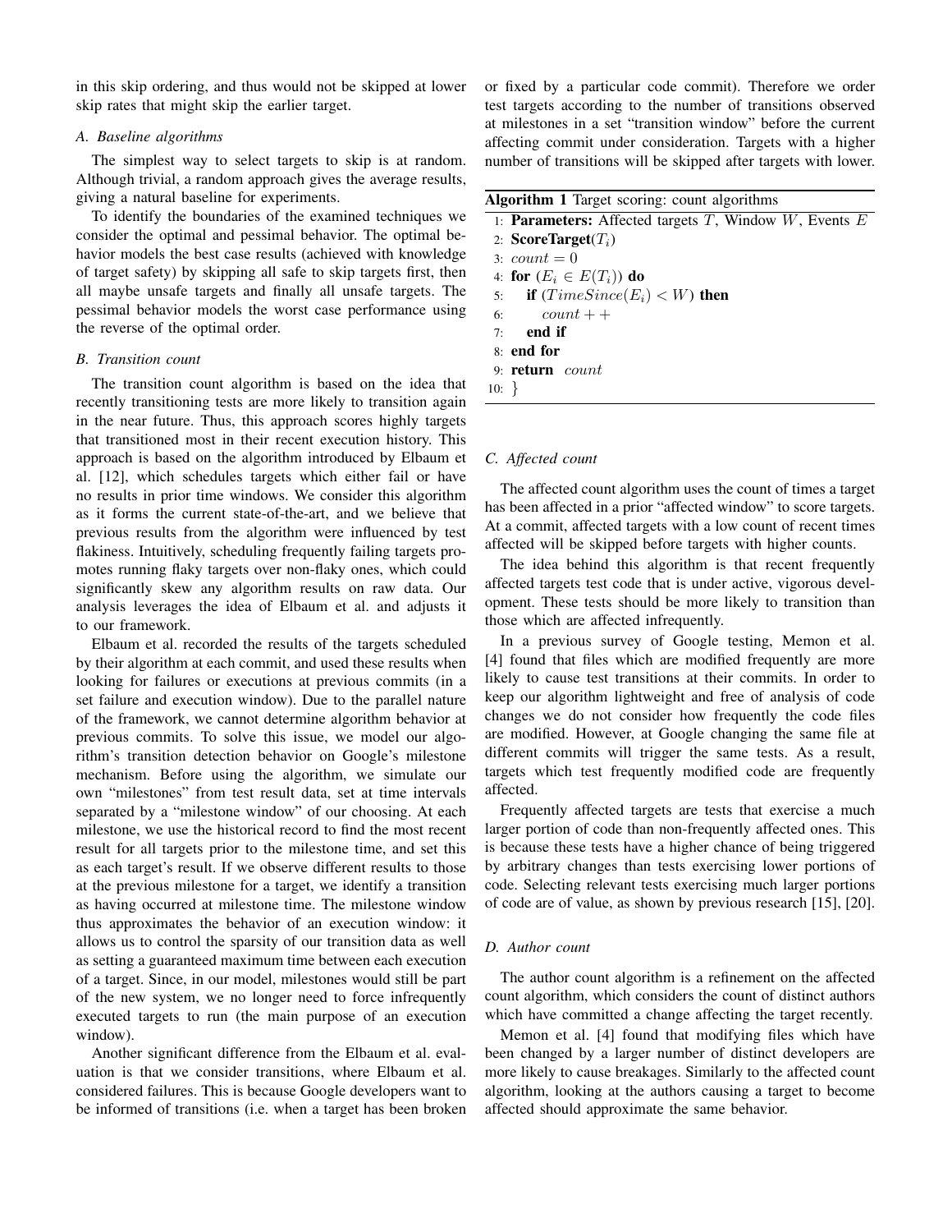in this skip ordering, and thus would not be skipped at lower skip rates that might skip the earlier target.

### A. Baseline algorithms

The simplest way to select targets to skip is at random. Although trivial, a random approach gives the average results, giving a natural baseline for experiments.

To identify the boundaries of the examined techniques we consider the optimal and pessimal behavior. The optimal behavior models the best case results (achieved with knowledge of target safety) by skipping all safe to skip targets first, then all maybe unsafe targets and finally all unsafe targets. The pessimal behavior models the worst case performance using the reverse of the optimal order.

### B. Transition count

The transition count algorithm is based on the idea that recently transitioning tests are more likely to transition again in the near future. Thus, this approach scores highly targets that transitioned most in their recent execution history. This approach is based on the algorithm introduced by Elbaum et al. [12], which schedules targets which either fail or have no results in prior time windows. We consider this algorithm as it forms the current state-of-the-art, and we believe that previous results from the algorithm were influenced by test flakiness. Intuitively, scheduling frequently failing targets promotes running flaky targets over non-flaky ones, which could significantly skew any algorithm results on raw data. Our analysis leverages the idea of Elbaum et al. and adjusts it to our framework.

Elbaum et al. recorded the results of the targets scheduled by their algorithm at each commit, and used these results when looking for failures or executions at previous commits (in a set failure and execution window). Due to the parallel nature of the framework, we cannot determine algorithm behavior at previous commits. To solve this issue, we model our algorithm's transition detection behavior on Google's milestone mechanism. Before using the algorithm, we simulate our own "milestones" from test result data, set at time intervals separated by a "milestone window" of our choosing. At each milestone, we use the historical record to find the most recent result for all targets prior to the milestone time, and set this as each target's result. If we observe different results to those at the previous milestone for a target, we identify a transition as having occurred at milestone time. The milestone window thus approximates the behavior of an execution window: it allows us to control the sparsity of our transition data as well as setting a guaranteed maximum time between each execution of a target. Since, in our model, milestones would still be part of the new system, we no longer need to force infrequently executed targets to run (the main purpose of an execution window).

Another significant difference from the Elbaum et al. evaluation is that we consider transitions, where Elbaum et al. considered failures. This is because Google developers want to be informed of transitions (i.e. when a target has been broken or fixed by a particular code commit). Therefore we order test targets according to the number of transitions observed at milestones in a set "transition window" before the current affecting commit under consideration. Targets with a higher number of transitions will be skipped after targets with lower.

**Algorithm 1** Target scoring: count algorithms

```
1: Parameters: Affected targets T, Window W, Events E
2: ScoreTarget(T_i)
3: count = 0
4: for (E_i ∈ E(T_i)) do
5:     if (TimeSince(E_i) < W) then
6:         count++
7:     end if
8: end for
9: return count
10: }
```

### C. Affected count

The affected count algorithm uses the count of times a target has been affected in a prior "affected window" to score targets. At a commit, affected targets with a low count of recent times affected will be skipped before targets with higher counts.

The idea behind this algorithm is that recent frequently affected targets test code that is under active, vigorous development. These tests should be more likely to transition than those which are affected infrequently.

In a previous survey of Google testing, Memon et al. [4] found that files which are modified frequently are more likely to cause test transitions at their commits. In order to keep our algorithm lightweight and free of analysis of code changes we do not consider how frequently the code files are modified. However, at Google changing the same file at different commits will trigger the same tests. As a result, targets which test frequently modified code are frequently affected.

Frequently affected targets are tests that exercise a much larger portion of code than non-frequently affected ones. This is because these tests have a higher chance of being triggered by arbitrary changes than tests exercising lower portions of code. Selecting relevant tests exercising much larger portions of code are of value, as shown by previous research [15], [20].

### D. Author count

The author count algorithm is a refinement on the affected count algorithm, which considers the count of distinct authors which have committed a change affecting the target recently.

Memon et al. [4] found that modifying files which have been changed by a larger number of distinct developers are more likely to cause breakages. Similarly to the affected count algorithm, looking at the authors causing a target to become affected should approximate the same behavior.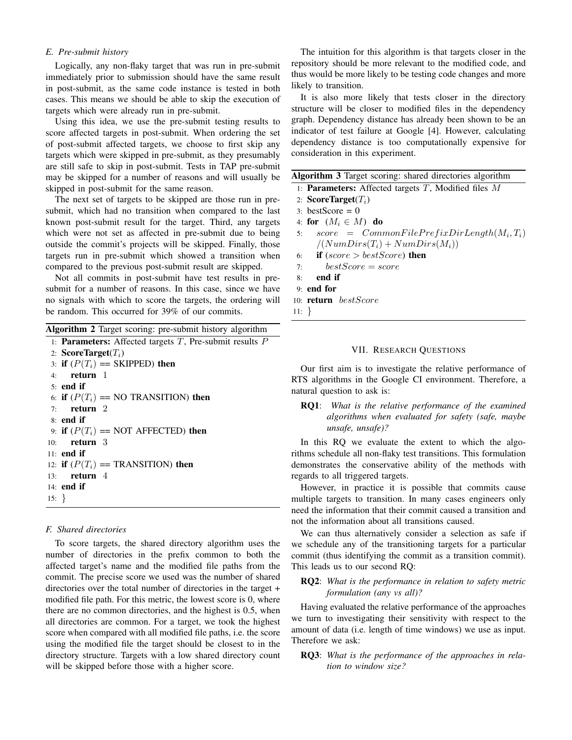### E. Pre-submit history

Logically, any non-flaky target that was run in pre-submit immediately prior to submission should have the same result in post-submit, as the same code instance is tested in both cases. This means we should be able to skip the execution of targets which were already run in pre-submit.

Using this idea, we use the pre-submit testing results to score affected targets in post-submit. When ordering the set of post-submit affected targets, we choose to first skip any targets which were skipped in pre-submit, as they presumably are still safe to skip in post-submit. Tests in TAP pre-submit may be skipped for a number of reasons and will usually be skipped in post-submit for the same reason.

The next set of targets to be skipped are those run in pre-submit, which had no transition when compared to the last known post-submit result for the target. Third, any targets which were not set as affected in pre-submit due to being outside the commit's projects will be skipped. Finally, those targets run in pre-submit which showed a transition when compared to the previous post-submit result are skipped.

Not all commits in post-submit have test results in pre-submit for a number of reasons. In this case, since we have no signals with which to score the targets, the ordering will be random. This occurred for 39% of our commits.

**Algorithm 2** Target scoring: pre-submit history algorithm

```
1:  Parameters: Affected targets T, Pre-submit results P
2:  ScoreTarget(T_i)
3:  if (P(T_i) == SKIPPED) then
4:      return 1
5:  end if
6:  if (P(T_i) == NO TRANSITION) then
7:      return 2
8:  end if
9:  if (P(T_i) == NOT AFFECTED) then
10:     return 3
11: end if
12: if (P(T_i) == TRANSITION) then
13:     return 4
14: end if
15: }
```

### F. Shared directories

To score targets, the shared directory algorithm uses the number of directories in the prefix common to both the affected target's name and the modified file paths from the commit. The precise score we used was the number of shared directories over the total number of directories in the target + modified file path. For this metric, the lowest score is 0, where there are no common directories, and the highest is 0.5, when all directories are common. For a target, we took the highest score when compared with all modified file paths, i.e. the score using the modified file the target should be closest to in the directory structure. Targets with a low shared directory count will be skipped before those with a higher score.

The intuition for this algorithm is that targets closer in the repository should be more relevant to the modified code, and thus would be more likely to be testing code changes and more likely to transition.

It is also more likely that tests closer in the directory structure will be closer to modified files in the dependency graph. Dependency distance has already been shown to be an indicator of test failure at Google [4]. However, calculating dependency distance is too computationally expensive for consideration in this experiment.

**Algorithm 3** Target scoring: shared directories algorithm

```
1:  Parameters: Affected targets T, Modified files M
2:  ScoreTarget(T_i)
3:  bestScore = 0
4:  for (M_i ∈ M) do
5:      score = CommonFilePrefixDirLength(M_i, T_i)
            /(NumDirs(T_i) + NumDirs(M_i))
6:      if (score > bestScore) then
7:          bestScore = score
8:      end if
9:  end for
10: return bestScore
11: }
```

## VII. Research Questions

Our first aim is to investigate the relative performance of RTS algorithms in the Google CI environment. Therefore, a natural question to ask is:

**RQ1**: *What is the relative performance of the examined algorithms when evaluated for safety (safe, maybe unsafe, unsafe)?*

In this RQ we evaluate the extent to which the algorithms schedule all non-flaky test transitions. This formulation demonstrates the conservative ability of the methods with regards to all triggered targets.

However, in practice it is possible that commits cause multiple targets to transition. In many cases engineers only need the information that their commit caused a transition and not the information about all transitions caused.

We can thus alternatively consider a selection as safe if we schedule any of the transitioning targets for a particular commit (thus identifying the commit as a transition commit). This leads us to our second RQ:

**RQ2**: *What is the performance in relation to safety metric formulation (any vs all)?*

Having evaluated the relative performance of the approaches we turn to investigating their sensitivity with respect to the amount of data (i.e. length of time windows) we use as input. Therefore we ask:

**RQ3**: *What is the performance of the approaches in relation to window size?*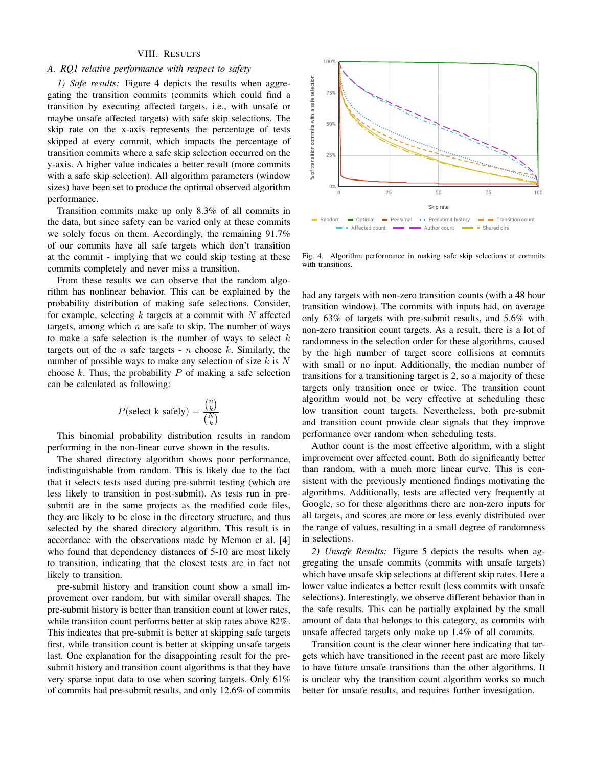## VIII. Results

### A. RQ1 relative performance with respect to safety

*1) Safe results:* Figure 4 depicts the results when aggregating the transition commits (commits which could find a transition by executing affected targets, i.e., with unsafe or maybe unsafe affected targets) with safe skip selections. The skip rate on the x-axis represents the percentage of tests skipped at every commit, which impacts the percentage of transition commits where a safe skip selection occurred on the y-axis. A higher value indicates a better result (more commits with a safe skip selection). All algorithm parameters (window sizes) have been set to produce the optimal observed algorithm performance.

Transition commits make up only 8.3% of all commits in the data, but since safety can be varied only at these commits we solely focus on them. Accordingly, the remaining 91.7% of our commits have all safe targets which don't transition at the commit - implying that we could skip testing at these commits completely and never miss a transition.

From these results we can observe that the random algorithm has nonlinear behavior. This can be explained by the probability distribution of making safe selections. Consider, for example, selecting $k$ targets at a commit with $N$ affected targets, among which $n$ are safe to skip. The number of ways to make a safe selection is the number of ways to select $k$ targets out of the $n$ safe targets - $n$ choose $k$. Similarly, the number of possible ways to make any selection of size $k$ is $N$ choose $k$. Thus, the probability $P$ of making a safe selection can be calculated as following:

$$P(\text{select k safely}) = \frac{\binom{n}{k}}{\binom{N}{k}}$$

This binomial probability distribution results in random performing in the non-linear curve shown in the results.

The shared directory algorithm shows poor performance, indistinguishable from random. This is likely due to the fact that it selects tests used during pre-submit testing (which are less likely to transition in post-submit). As tests run in pre-submit are in the same projects as the modified code files, they are likely to be close in the directory structure, and thus selected by the shared directory algorithm. This result is in accordance with the observations made by Memon et al. [4] who found that dependency distances of 5-10 are most likely to transition, indicating that the closest tests are in fact not likely to transition.

pre-submit history and transition count show a small improvement over random, but with similar overall shapes. The pre-submit history is better than transition count at lower rates, while transition count performs better at skip rates above 82%. This indicates that pre-submit is better at skipping safe targets first, while transition count is better at skipping unsafe targets last. One explanation for the disappointing result for the pre-submit history and transition count algorithms is that they have very sparse input data to use when scoring targets. Only 61% of commits had pre-submit results, and only 12.6% of commits had any targets with non-zero transition counts (with a 48 hour transition window). The commits with inputs had, on average only 63% of targets with pre-submit results, and 5.6% with non-zero transition count targets. As a result, there is a lot of randomness in the selection order for these algorithms, caused by the high number of target score collisions at commits with small or no input. Additionally, the median number of transitions for a transitioning target is 2, so a majority of these targets only transition once or twice. The transition count algorithm would not be very effective at scheduling these low transition count targets. Nevertheless, both pre-submit and transition count provide clear signals that they improve performance over random when scheduling tests.

Author count is the most effective algorithm, with a slight improvement over affected count. Both do significantly better than random, with a much more linear curve. This is consistent with the previously mentioned findings motivating the algorithms. Additionally, tests are affected very frequently at Google, so for these algorithms there are non-zero inputs for all targets, and scores are more or less evenly distributed over the range of values, resulting in a small degree of randomness in selections.

Fig. 4. Algorithm performance in making safe skip selections at commits with transitions.

*2) Unsafe Results:* Figure 5 depicts the results when aggregating the unsafe commits (commits with unsafe targets) which have unsafe skip selections at different skip rates. Here a lower value indicates a better result (less commits with unsafe selections). Interestingly, we observe different behavior than in the safe results. This can be partially explained by the small amount of data that belongs to this category, as commits with unsafe affected targets only make up 1.4% of all commits.

Transition count is the clear winner here indicating that targets which have transitioned in the recent past are more likely to have future unsafe transitions than the other algorithms. It is unclear why the transition count algorithm works so much better for unsafe results, and requires further investigation.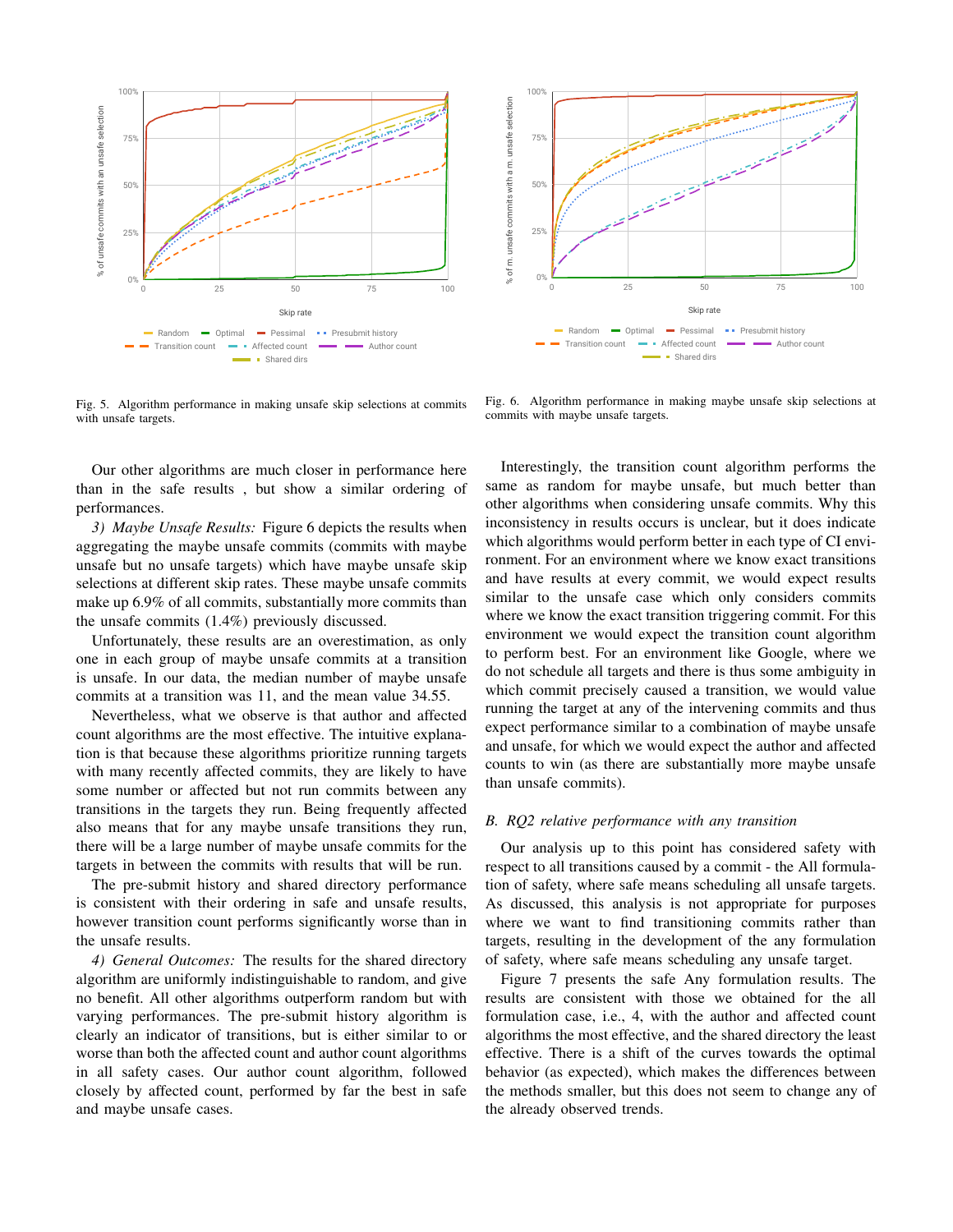Fig. 5. Algorithm performance in making unsafe skip selections at commits with unsafe targets.

Fig. 6. Algorithm performance in making maybe unsafe skip selections at commits with maybe unsafe targets.

Our other algorithms are much closer in performance here than in the safe results , but show a similar ordering of performances.

*3) Maybe Unsafe Results:* Figure 6 depicts the results when aggregating the maybe unsafe commits (commits with maybe unsafe but no unsafe targets) which have maybe unsafe skip selections at different skip rates. These maybe unsafe commits make up 6.9% of all commits, substantially more commits than the unsafe commits (1.4%) previously discussed.

Unfortunately, these results are an overestimation, as only one in each group of maybe unsafe commits at a transition is unsafe. In our data, the median number of maybe unsafe commits at a transition was 11, and the mean value 34.55.

Nevertheless, what we observe is that author and affected count algorithms are the most effective. The intuitive explanation is that because these algorithms prioritize running targets with many recently affected commits, they are likely to have some number or affected but not run commits between any transitions in the targets they run. Being frequently affected also means that for any maybe unsafe transitions they run, there will be a large number of maybe unsafe commits for the targets in between the commits with results that will be run.

The pre-submit history and shared directory performance is consistent with their ordering in safe and unsafe results, however transition count performs significantly worse than in the unsafe results.

*4) General Outcomes:* The results for the shared directory algorithm are uniformly indistinguishable to random, and give no benefit. All other algorithms outperform random but with varying performances. The pre-submit history algorithm is clearly an indicator of transitions, but is either similar to or worse than both the affected count and author count algorithms in all safety cases. Our author count algorithm, followed closely by affected count, performed by far the best in safe and maybe unsafe cases.

Interestingly, the transition count algorithm performs the same as random for maybe unsafe, but much better than other algorithms when considering unsafe commits. Why this inconsistency in results occurs is unclear, but it does indicate which algorithms would perform better in each type of CI environment. For an environment where we know exact transitions and have results at every commit, we would expect results similar to the unsafe case which only considers commits where we know the exact transition triggering commit. For this environment we would expect the transition count algorithm to perform best. For an environment like Google, where we do not schedule all targets and there is thus some ambiguity in which commit precisely caused a transition, we would value running the target at any of the intervening commits and thus expect performance similar to a combination of maybe unsafe and unsafe, for which we would expect the author and affected counts to win (as there are substantially more maybe unsafe than unsafe commits).

### B. RQ2 relative performance with any transition

Our analysis up to this point has considered safety with respect to all transitions caused by a commit - the All formulation of safety, where safe means scheduling all unsafe targets. As discussed, this analysis is not appropriate for purposes where we want to find transitioning commits rather than targets, resulting in the development of the any formulation of safety, where safe means scheduling any unsafe target.

Figure 7 presents the safe Any formulation results. The results are consistent with those we obtained for the all formulation case, i.e., 4, with the author and affected count algorithms the most effective, and the shared directory the least effective. There is a shift of the curves towards the optimal behavior (as expected), which makes the differences between the methods smaller, but this does not seem to change any of the already observed trends.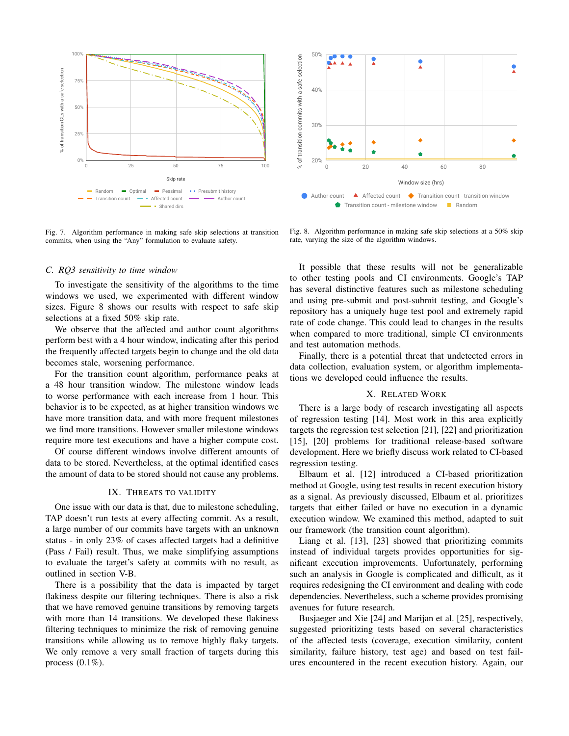Fig. 7. Algorithm performance in making safe skip selections at transition commits, when using the "Any" formulation to evaluate safety.

Fig. 8. Algorithm performance in making safe skip selections at a 50% skip rate, varying the size of the algorithm windows.

### C. RQ3 sensitivity to time window

To investigate the sensitivity of the algorithms to the time windows we used, we experimented with different window sizes. Figure 8 shows our results with respect to safe skip selections at a fixed 50% skip rate.

We observe that the affected and author count algorithms perform best with a 4 hour window, indicating after this period the frequently affected targets begin to change and the old data becomes stale, worsening performance.

For the transition count algorithm, performance peaks at a 48 hour transition window. The milestone window leads to worse performance with each increase from 1 hour. This behavior is to be expected, as at higher transition windows we have more transition data, and with more frequent milestones we find more transitions. However smaller milestone windows require more test executions and have a higher compute cost.

Of course different windows involve different amounts of data to be stored. Nevertheless, at the optimal identified cases the amount of data to be stored should not cause any problems.

## IX. Threats to Validity

One issue with our data is that, due to milestone scheduling, TAP doesn't run tests at every affecting commit. As a result, a large number of our commits have targets with an unknown status - in only 23% of cases affected targets had a definitive (Pass / Fail) result. Thus, we make simplifying assumptions to evaluate the target's safety at commits with no result, as outlined in section V-B.

There is a possibility that the data is impacted by target flakiness despite our filtering techniques. There is also a risk that we have removed genuine transitions by removing targets with more than 14 transitions. We developed these flakiness filtering techniques to minimize the risk of removing genuine transitions while allowing us to remove highly flaky targets. We only remove a very small fraction of targets during this process (0.1%).

It possible that these results will not be generalizable to other testing pools and CI environments. Google's TAP has several distinctive features such as milestone scheduling and using pre-submit and post-submit testing, and Google's repository has a uniquely huge test pool and extremely rapid rate of code change. This could lead to changes in the results when compared to more traditional, simple CI environments and test automation methods.

Finally, there is a potential threat that undetected errors in data collection, evaluation system, or algorithm implementations we developed could influence the results.

## X. Related Work

There is a large body of research investigating all aspects of regression testing [14]. Most work in this area explicitly targets the regression test selection [21], [22] and prioritization [15], [20] problems for traditional release-based software development. Here we briefly discuss work related to CI-based regression testing.

Elbaum et al. [12] introduced a CI-based prioritization method at Google, using test results in recent execution history as a signal. As previously discussed, Elbaum et al. prioritizes targets that either failed or have no execution in a dynamic execution window. We examined this method, adapted to suit our framework (the transition count algorithm).

Liang et al. [13], [23] showed that prioritizing commits instead of individual targets provides opportunities for significant execution improvements. Unfortunately, performing such an analysis in Google is complicated and difficult, as it requires redesigning the CI environment and dealing with code dependencies. Nevertheless, such a scheme provides promising avenues for future research.

Busjaeger and Xie [24] and Marijan et al. [25], respectively, suggested prioritizing tests based on several characteristics of the affected tests (coverage, execution similarity, content similarity, failure history, test age) and based on test failures encountered in the recent execution history. Again, our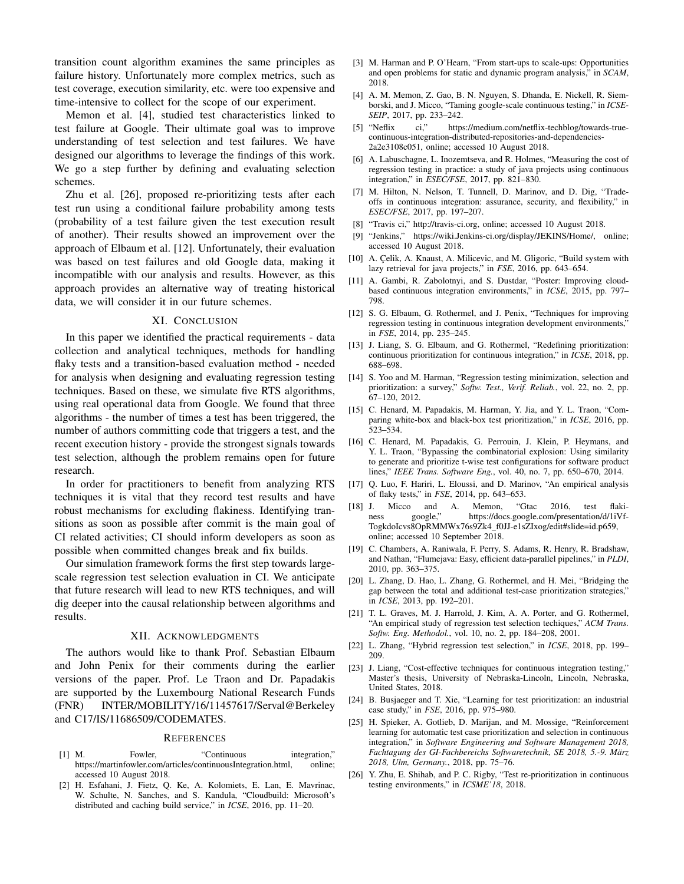transition count algorithm examines the same principles as failure history. Unfortunately more complex metrics, such as test coverage, execution similarity, etc. were too expensive and time-intensive to collect for the scope of our experiment.

Memon et al. [4], studied test characteristics linked to test failure at Google. Their ultimate goal was to improve understanding of test selection and test failures. We have designed our algorithms to leverage the findings of this work. We go a step further by defining and evaluating selection schemes.

Zhu et al. [26], proposed re-prioritizing tests after each test run using a conditional failure probability among tests (probability of a test failure given the test execution result of another). Their results showed an improvement over the approach of Elbaum et al. [12]. Unfortunately, their evaluation was based on test failures and old Google data, making it incompatible with our analysis and results. However, as this approach provides an alternative way of treating historical data, we will consider it in our future schemes.

## XI. Conclusion

In this paper we identified the practical requirements - data collection and analytical techniques, methods for handling flaky tests and a transition-based evaluation method - needed for analysis when designing and evaluating regression testing techniques. Based on these, we simulate five RTS algorithms, using real operational data from Google. We found that three algorithms - the number of times a test has been triggered, the number of authors committing code that triggers a test, and the recent execution history - provide the strongest signals towards test selection, although the problem remains open for future research.

In order for practitioners to benefit from analyzing RTS techniques it is vital that they record test results and have robust mechanisms for excluding flakiness. Identifying transitions as soon as possible after commit is the main goal of CI related activities; CI should inform developers as soon as possible when committed changes break and fix builds.

Our simulation framework forms the first step towards large-scale regression test selection evaluation in CI. We anticipate that future research will lead to new RTS techniques, and will dig deeper into the causal relationship between algorithms and results.

## XII. Acknowledgments

The authors would like to thank Prof. Sebastian Elbaum and John Penix for their comments during the earlier versions of the paper. Prof. Le Traon and Dr. Papadakis are supported by the Luxembourg National Research Funds (FNR) INTER/MOBILITY/16/11457617/Serval@Berkeley and C17/IS/11686509/CODEMATES.

## References

[1] M. Fowler, "Continuous integration," https://martinfowler.com/articles/continuousIntegration.html, online; accessed 10 August 2018.

[2] H. Esfahani, J. Fietz, Q. Ke, A. Kolomiets, E. Lan, E. Mavrinac, W. Schulte, N. Sanches, and S. Kandula, "Cloudbuild: Microsoft's distributed and caching build service," in *ICSE*, 2016, pp. 11–20.

[3] M. Harman and P. O'Hearn, "From start-ups to scale-ups: Opportunities and open problems for static and dynamic program analysis," in *SCAM*, 2018.

[4] A. M. Memon, Z. Gao, B. N. Nguyen, S. Dhanda, E. Nickell, R. Siemborski, and J. Micco, "Taming google-scale continuous testing," in *ICSE-SEIP*, 2017, pp. 233–242.

[5] "Neflix ci," https://medium.com/netflix-techblog/towards-true-continuous-integration-distributed-repositories-and-dependencies-2a2e3108c051, online; accessed 10 August 2018.

[6] A. Labuschagne, L. Inozemtseva, and R. Holmes, "Measuring the cost of regression testing in practice: a study of java projects using continuous integration," in *ESEC/FSE*, 2017, pp. 821–830.

[7] M. Hilton, N. Nelson, T. Tunnell, D. Marinov, and D. Dig, "Trade-offs in continuous integration: assurance, security, and flexibility," in *ESEC/FSE*, 2017, pp. 197–207.

[8] "Travis ci," http://travis-ci.org, online; accessed 10 August 2018.

[9] "Jenkins," https://wiki.Jenkins-ci.org/display/JEKINS/Home/, online; accessed 10 August 2018.

[10] A. Çelik, A. Knaust, A. Milicevic, and M. Gligoric, "Build system with lazy retrieval for java projects," in *FSE*, 2016, pp. 643–654.

[11] A. Gambi, R. Zabolotnyi, and S. Dustdar, "Poster: Improving cloud-based continuous integration environments," in *ICSE*, 2015, pp. 797–798.

[12] S. G. Elbaum, G. Rothermel, and J. Penix, "Techniques for improving regression testing in continuous integration development environments," in *FSE*, 2014, pp. 235–245.

[13] J. Liang, S. G. Elbaum, and G. Rothermel, "Redefining prioritization: continuous prioritization for continuous integration," in *ICSE*, 2018, pp. 688–698.

[14] S. Yoo and M. Harman, "Regression testing minimization, selection and prioritization: a survey," *Softw. Test., Verif. Reliab.*, vol. 22, no. 2, pp. 67–120, 2012.

[15] C. Henard, M. Papadakis, M. Harman, Y. Jia, and Y. L. Traon, "Comparing white-box and black-box test prioritization," in *ICSE*, 2016, pp. 523–534.

[16] C. Henard, M. Papadakis, G. Perrouin, J. Klein, P. Heymans, and Y. L. Traon, "Bypassing the combinatorial explosion: Using similarity to generate and prioritize t-wise test configurations for software product lines," *IEEE Trans. Software Eng.*, vol. 40, no. 7, pp. 650–670, 2014.

[17] Q. Luo, F. Hariri, L. Eloussi, and D. Marinov, "An empirical analysis of flaky tests," in *FSE*, 2014, pp. 643–653.

[18] J. Micco and A. Memon, "Gtac 2016, test flakiness google," https://docs.google.com/presentation/d/1iVf-TogkdoIcvs8OpRMMWx76s9Zk4_f0JJ-e1sZIxog/edit#slide=id.p659, online; accessed 10 September 2018.

[19] C. Chambers, A. Raniwala, F. Perry, S. Adams, R. Henry, R. Bradshaw, and Nathan, "Flumejava: Easy, efficient data-parallel pipelines," in *PLDI*, 2010, pp. 363–375.

[20] L. Zhang, D. Hao, L. Zhang, G. Rothermel, and H. Mei, "Bridging the gap between the total and additional test-case prioritization strategies," in *ICSE*, 2013, pp. 192–201.

[21] T. L. Graves, M. J. Harrold, J. Kim, A. A. Porter, and G. Rothermel, "An empirical study of regression test selection techiques," *ACM Trans. Softw. Eng. Methodol.*, vol. 10, no. 2, pp. 184–208, 2001.

[22] L. Zhang, "Hybrid regression test selection," in *ICSE*, 2018, pp. 199–209.

[23] J. Liang, "Cost-effective techniques for continuous integration testing," Master's thesis, University of Nebraska-Lincoln, Lincoln, Nebraska, United States, 2018.

[24] B. Busjaeger and T. Xie, "Learning for test prioritization: an industrial case study," in *FSE*, 2016, pp. 975–980.

[25] H. Spieker, A. Gotlieb, D. Marijan, and M. Mossige, "Reinforcement learning for automatic test case prioritization and selection in continuous integration," in *Software Engineering und Software Management 2018, Fachtagung des GI-Fachbereichs Softwaretechnik, SE 2018, 5.-9. März 2018, Ulm, Germany.*, 2018, pp. 75–76.

[26] Y. Zhu, E. Shihab, and P. C. Rigby, "Test re-prioritization in continuous testing environments," in *ICSME'18*, 2018.